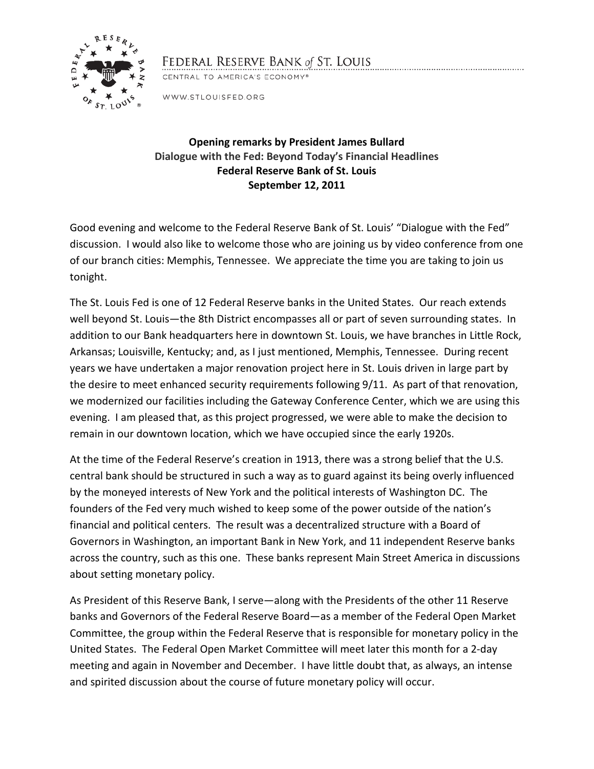FEDERAL RESERVE BANK *of* ST. LOUIS

CENTRAL TO AMERICA'S ECONOMY®

WWW.STLOUISFED.ORG

**Opening remarks by President James Bullard**
**Dialogue with the Fed: Beyond Today's Financial Headlines**
**Federal Reserve Bank of St. Louis**
**September 12, 2011**

Good evening and welcome to the Federal Reserve Bank of St. Louis' "Dialogue with the Fed" discussion. I would also like to welcome those who are joining us by video conference from one of our branch cities: Memphis, Tennessee. We appreciate the time you are taking to join us tonight.

The St. Louis Fed is one of 12 Federal Reserve banks in the United States. Our reach extends well beyond St. Louis—the 8th District encompasses all or part of seven surrounding states. In addition to our Bank headquarters here in downtown St. Louis, we have branches in Little Rock, Arkansas; Louisville, Kentucky; and, as I just mentioned, Memphis, Tennessee. During recent years we have undertaken a major renovation project here in St. Louis driven in large part by the desire to meet enhanced security requirements following 9/11. As part of that renovation, we modernized our facilities including the Gateway Conference Center, which we are using this evening. I am pleased that, as this project progressed, we were able to make the decision to remain in our downtown location, which we have occupied since the early 1920s.

At the time of the Federal Reserve's creation in 1913, there was a strong belief that the U.S. central bank should be structured in such a way as to guard against its being overly influenced by the moneyed interests of New York and the political interests of Washington DC. The founders of the Fed very much wished to keep some of the power outside of the nation's financial and political centers. The result was a decentralized structure with a Board of Governors in Washington, an important Bank in New York, and 11 independent Reserve banks across the country, such as this one. These banks represent Main Street America in discussions about setting monetary policy.

As President of this Reserve Bank, I serve—along with the Presidents of the other 11 Reserve banks and Governors of the Federal Reserve Board—as a member of the Federal Open Market Committee, the group within the Federal Reserve that is responsible for monetary policy in the United States. The Federal Open Market Committee will meet later this month for a 2-day meeting and again in November and December. I have little doubt that, as always, an intense and spirited discussion about the course of future monetary policy will occur.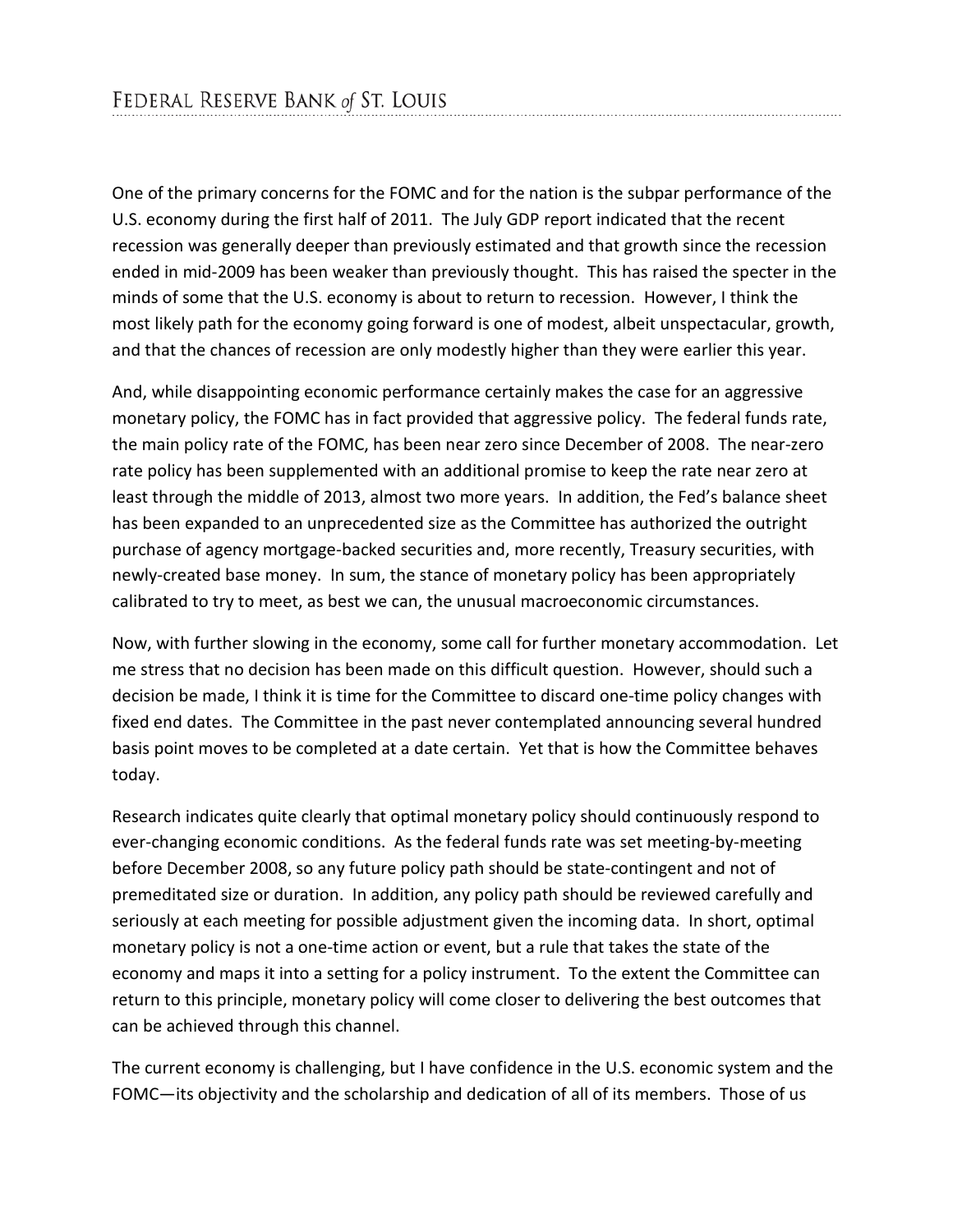One of the primary concerns for the FOMC and for the nation is the subpar performance of the U.S. economy during the first half of 2011. The July GDP report indicated that the recent recession was generally deeper than previously estimated and that growth since the recession ended in mid-2009 has been weaker than previously thought. This has raised the specter in the minds of some that the U.S. economy is about to return to recession. However, I think the most likely path for the economy going forward is one of modest, albeit unspectacular, growth, and that the chances of recession are only modestly higher than they were earlier this year.

And, while disappointing economic performance certainly makes the case for an aggressive monetary policy, the FOMC has in fact provided that aggressive policy. The federal funds rate, the main policy rate of the FOMC, has been near zero since December of 2008. The near-zero rate policy has been supplemented with an additional promise to keep the rate near zero at least through the middle of 2013, almost two more years. In addition, the Fed's balance sheet has been expanded to an unprecedented size as the Committee has authorized the outright purchase of agency mortgage-backed securities and, more recently, Treasury securities, with newly-created base money. In sum, the stance of monetary policy has been appropriately calibrated to try to meet, as best we can, the unusual macroeconomic circumstances.

Now, with further slowing in the economy, some call for further monetary accommodation. Let me stress that no decision has been made on this difficult question. However, should such a decision be made, I think it is time for the Committee to discard one-time policy changes with fixed end dates. The Committee in the past never contemplated announcing several hundred basis point moves to be completed at a date certain. Yet that is how the Committee behaves today.

Research indicates quite clearly that optimal monetary policy should continuously respond to ever-changing economic conditions. As the federal funds rate was set meeting-by-meeting before December 2008, so any future policy path should be state-contingent and not of premeditated size or duration. In addition, any policy path should be reviewed carefully and seriously at each meeting for possible adjustment given the incoming data. In short, optimal monetary policy is not a one-time action or event, but a rule that takes the state of the economy and maps it into a setting for a policy instrument. To the extent the Committee can return to this principle, monetary policy will come closer to delivering the best outcomes that can be achieved through this channel.

The current economy is challenging, but I have confidence in the U.S. economic system and the FOMC—its objectivity and the scholarship and dedication of all of its members. Those of us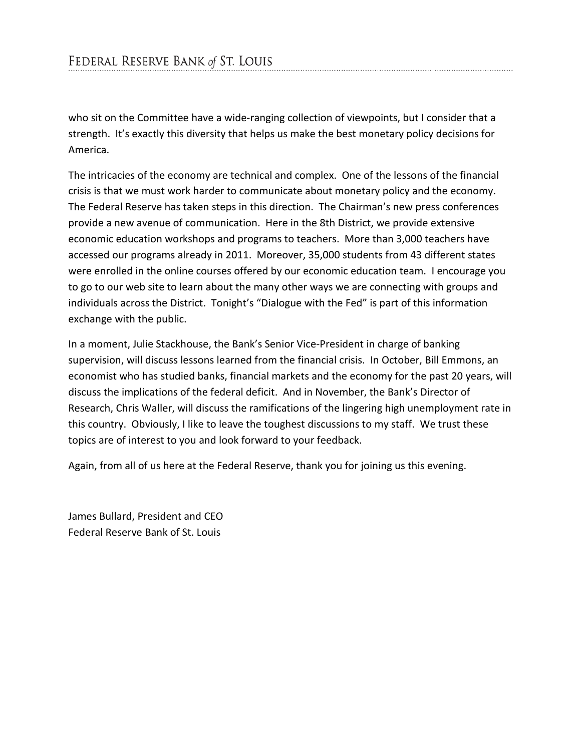who sit on the Committee have a wide-ranging collection of viewpoints, but I consider that a strength. It's exactly this diversity that helps us make the best monetary policy decisions for America.

The intricacies of the economy are technical and complex. One of the lessons of the financial crisis is that we must work harder to communicate about monetary policy and the economy. The Federal Reserve has taken steps in this direction. The Chairman's new press conferences provide a new avenue of communication. Here in the 8th District, we provide extensive economic education workshops and programs to teachers. More than 3,000 teachers have accessed our programs already in 2011. Moreover, 35,000 students from 43 different states were enrolled in the online courses offered by our economic education team. I encourage you to go to our web site to learn about the many other ways we are connecting with groups and individuals across the District. Tonight's "Dialogue with the Fed" is part of this information exchange with the public.

In a moment, Julie Stackhouse, the Bank's Senior Vice-President in charge of banking supervision, will discuss lessons learned from the financial crisis. In October, Bill Emmons, an economist who has studied banks, financial markets and the economy for the past 20 years, will discuss the implications of the federal deficit. And in November, the Bank's Director of Research, Chris Waller, will discuss the ramifications of the lingering high unemployment rate in this country. Obviously, I like to leave the toughest discussions to my staff. We trust these topics are of interest to you and look forward to your feedback.

Again, from all of us here at the Federal Reserve, thank you for joining us this evening.

James Bullard, President and CEO
Federal Reserve Bank of St. Louis